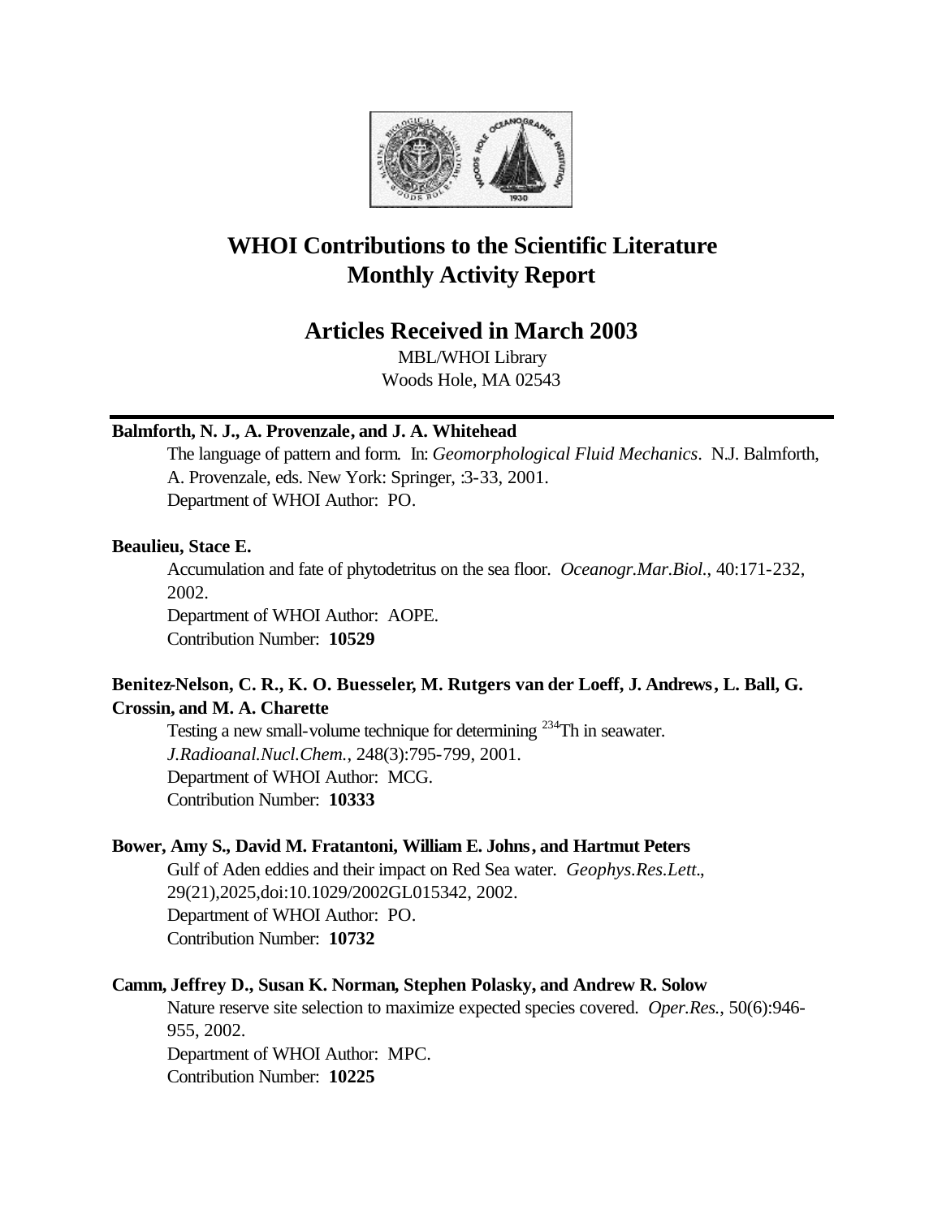# WHOI Contributions to the Scientific Literature
# Monthly Activity Report

## Articles Received in March 2003

MBL/WHOI Library
Woods Hole, MA 02543

---

**Balmforth, N. J., A. Provenzale, and J. A. Whitehead**

The language of pattern and form. In: *Geomorphological Fluid Mechanics*. N.J. Balmforth, A. Provenzale, eds. New York: Springer, :3-33, 2001.
Department of WHOI Author: PO.

**Beaulieu, Stace E.**

Accumulation and fate of phytodetritus on the sea floor. *Oceanogr.Mar.Biol.*, 40:171-232, 2002.
Department of WHOI Author: AOPE.
Contribution Number: **10529**

**Benitez-Nelson, C. R., K. O. Buesseler, M. Rutgers van der Loeff, J. Andrews, L. Ball, G. Crossin, and M. A. Charette**

Testing a new small-volume technique for determining $^{234}$Th in seawater. *J.Radioanal.Nucl.Chem.*, 248(3):795-799, 2001.
Department of WHOI Author: MCG.
Contribution Number: **10333**

**Bower, Amy S., David M. Fratantoni, William E. Johns, and Hartmut Peters**

Gulf of Aden eddies and their impact on Red Sea water. *Geophys.Res.Lett.*, 29(21),2025,doi:10.1029/2002GL015342, 2002.
Department of WHOI Author: PO.
Contribution Number: **10732**

**Camm, Jeffrey D., Susan K. Norman, Stephen Polasky, and Andrew R. Solow**

Nature reserve site selection to maximize expected species covered. *Oper.Res.*, 50(6):946-955, 2002.
Department of WHOI Author: MPC.
Contribution Number: **10225**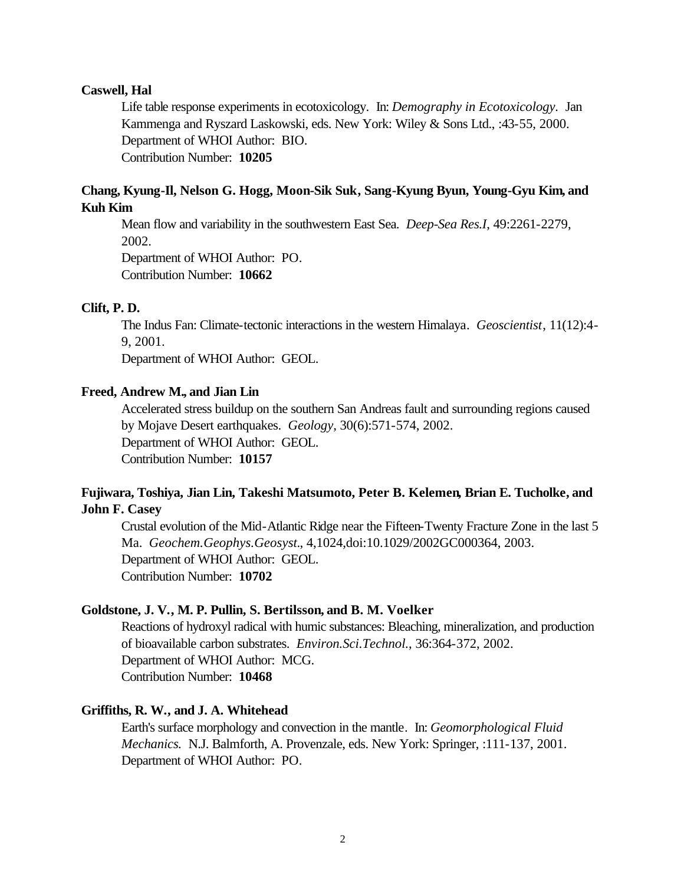**Caswell, Hal**

Life table response experiments in ecotoxicology. In: *Demography in Ecotoxicology*. Jan Kammenga and Ryszard Laskowski, eds. New York: Wiley & Sons Ltd., :43-55, 2000.
Department of WHOI Author: BIO.
Contribution Number: **10205**

**Chang, Kyung-Il, Nelson G. Hogg, Moon-Sik Suk, Sang-Kyung Byun, Young-Gyu Kim, and Kuh Kim**

Mean flow and variability in the southwestern East Sea. *Deep-Sea Res.I*, 49:2261-2279, 2002.
Department of WHOI Author: PO.
Contribution Number: **10662**

**Clift, P. D.**

The Indus Fan: Climate-tectonic interactions in the western Himalaya. *Geoscientist*, 11(12):4-9, 2001.
Department of WHOI Author: GEOL.

**Freed, Andrew M., and Jian Lin**

Accelerated stress buildup on the southern San Andreas fault and surrounding regions caused by Mojave Desert earthquakes. *Geology*, 30(6):571-574, 2002.
Department of WHOI Author: GEOL.
Contribution Number: **10157**

**Fujiwara, Toshiya, Jian Lin, Takeshi Matsumoto, Peter B. Kelemen, Brian E. Tucholke, and John F. Casey**

Crustal evolution of the Mid-Atlantic Ridge near the Fifteen-Twenty Fracture Zone in the last 5 Ma. *Geochem.Geophys.Geosyst*., 4,1024,doi:10.1029/2002GC000364, 2003.
Department of WHOI Author: GEOL.
Contribution Number: **10702**

**Goldstone, J. V., M. P. Pullin, S. Bertilsson, and B. M. Voelker**

Reactions of hydroxyl radical with humic substances: Bleaching, mineralization, and production of bioavailable carbon substrates. *Environ.Sci.Technol.*, 36:364-372, 2002.
Department of WHOI Author: MCG.
Contribution Number: **10468**

**Griffiths, R. W., and J. A. Whitehead**

Earth's surface morphology and convection in the mantle. In: *Geomorphological Fluid Mechanics*. N.J. Balmforth, A. Provenzale, eds. New York: Springer, :111-137, 2001.
Department of WHOI Author: PO.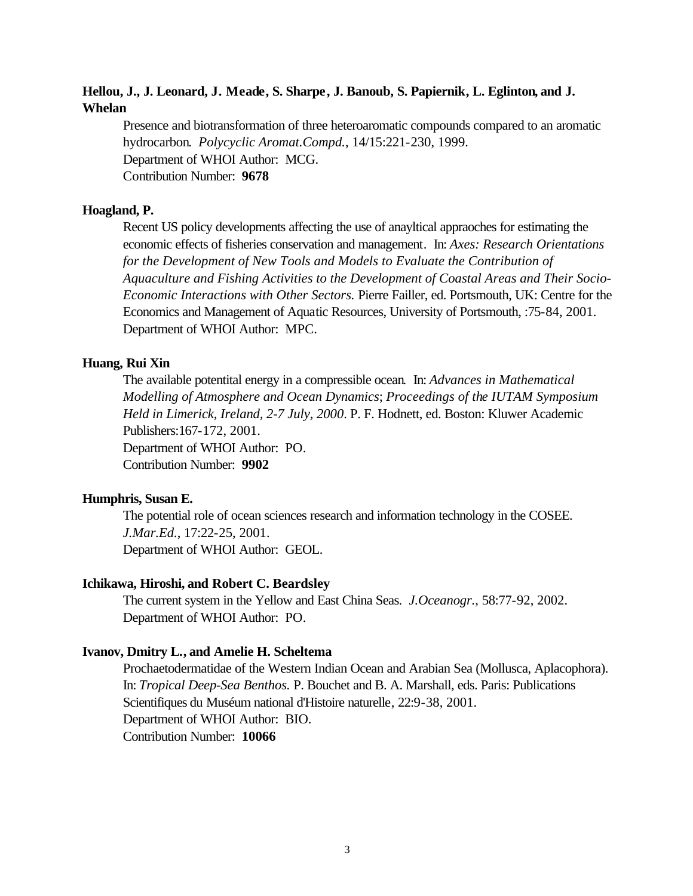**Hellou, J., J. Leonard, J. Meade, S. Sharpe, J. Banoub, S. Papiernik, L. Eglinton, and J. Whelan**

Presence and biotransformation of three heteroaromatic compounds compared to an aromatic hydrocarbon. *Polycyclic Aromat.Compd.*, 14/15:221-230, 1999.
Department of WHOI Author: MCG.
Contribution Number: **9678**

**Hoagland, P.**

Recent US policy developments affecting the use of anayltical appraoches for estimating the economic effects of fisheries conservation and management. In: *Axes: Research Orientations for the Development of New Tools and Models to Evaluate the Contribution of Aquaculture and Fishing Activities to the Development of Coastal Areas and Their Socio-Economic Interactions with Other Sectors.* Pierre Failler, ed. Portsmouth, UK: Centre for the Economics and Management of Aquatic Resources, University of Portsmouth, :75-84, 2001.
Department of WHOI Author: MPC.

**Huang, Rui Xin**

The available potentital energy in a compressible ocean. In: *Advances in Mathematical Modelling of Atmosphere and Ocean Dynamics*; *Proceedings of the IUTAM Symposium Held in Limerick, Ireland, 2-7 July, 2000*. P. F. Hodnett, ed. Boston: Kluwer Academic Publishers:167-172, 2001.
Department of WHOI Author: PO.
Contribution Number: **9902**

**Humphris, Susan E.**

The potential role of ocean sciences research and information technology in the COSEE. *J.Mar.Ed.*, 17:22-25, 2001.
Department of WHOI Author: GEOL.

**Ichikawa, Hiroshi, and Robert C. Beardsley**

The current system in the Yellow and East China Seas. *J.Oceanogr.*, 58:77-92, 2002.
Department of WHOI Author: PO.

**Ivanov, Dmitry L., and Amelie H. Scheltema**

Prochaetodermatidae of the Western Indian Ocean and Arabian Sea (Mollusca, Aplacophora). In: *Tropical Deep-Sea Benthos.* P. Bouchet and B. A. Marshall, eds. Paris: Publications Scientifiques du Muséum national d'Histoire naturelle, 22:9-38, 2001.
Department of WHOI Author: BIO.
Contribution Number: **10066**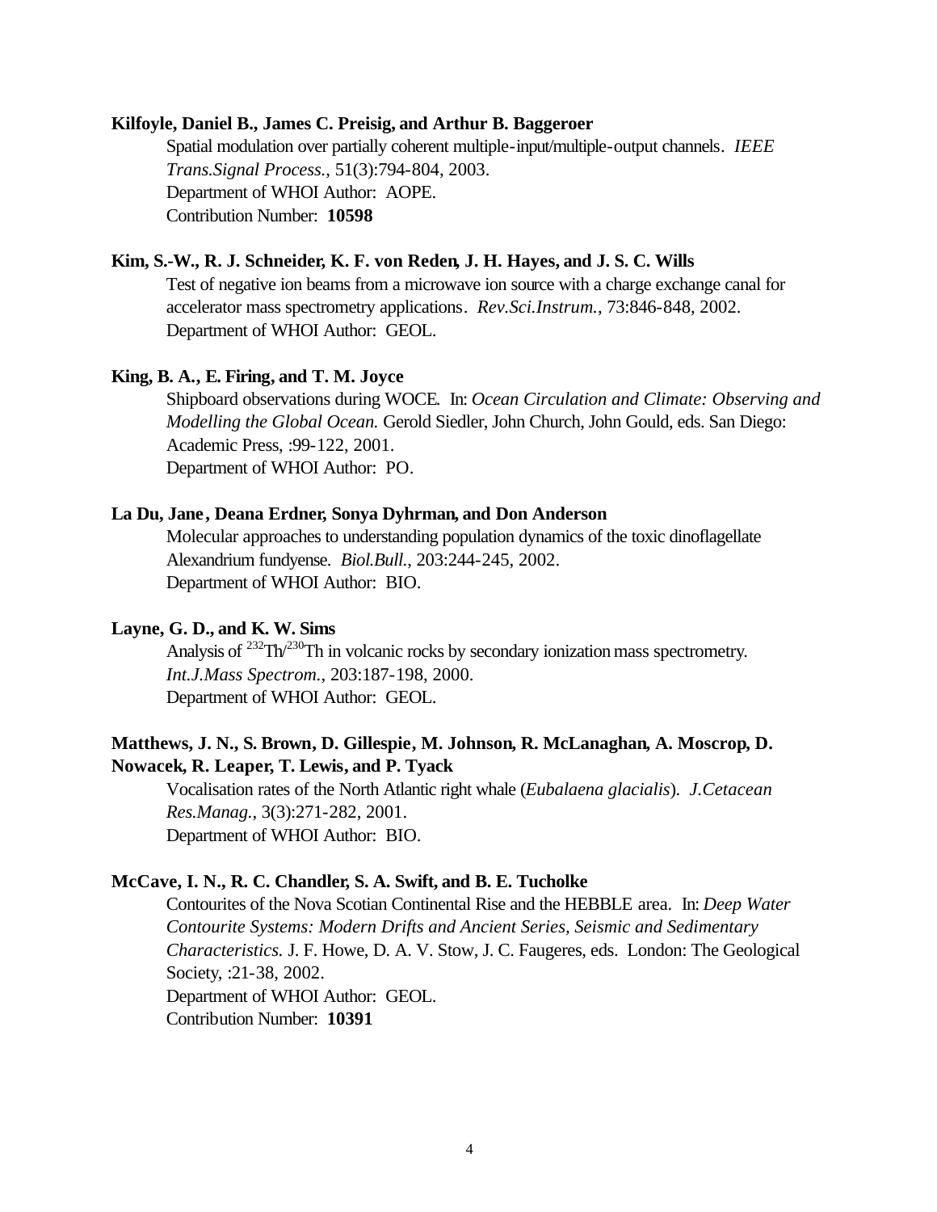**Kilfoyle, Daniel B., James C. Preisig, and Arthur B. Baggeroer**

Spatial modulation over partially coherent multiple-input/multiple-output channels. *IEEE Trans.Signal Process.*, 51(3):794-804, 2003.
Department of WHOI Author: AOPE.
Contribution Number: **10598**

**Kim, S.-W., R. J. Schneider, K. F. von Reden, J. H. Hayes, and J. S. C. Wills**

Test of negative ion beams from a microwave ion source with a charge exchange canal for accelerator mass spectrometry applications. *Rev.Sci.Instrum.*, 73:846-848, 2002.
Department of WHOI Author: GEOL.

**King, B. A., E. Firing, and T. M. Joyce**

Shipboard observations during WOCE. In: *Ocean Circulation and Climate: Observing and Modelling the Global Ocean.* Gerold Siedler, John Church, John Gould, eds. San Diego: Academic Press, :99-122, 2001.
Department of WHOI Author: PO.

**La Du, Jane, Deana Erdner, Sonya Dyhrman, and Don Anderson**

Molecular approaches to understanding population dynamics of the toxic dinoflagellate Alexandrium fundyense. *Biol.Bull.*, 203:244-245, 2002.
Department of WHOI Author: BIO.

**Layne, G. D., and K. W. Sims**

Analysis of $^{232}$Th/$^{230}$Th in volcanic rocks by secondary ionization mass spectrometry. *Int.J.Mass Spectrom.*, 203:187-198, 2000.
Department of WHOI Author: GEOL.

**Matthews, J. N., S. Brown, D. Gillespie, M. Johnson, R. McLanaghan, A. Moscrop, D. Nowacek, R. Leaper, T. Lewis, and P. Tyack**

Vocalisation rates of the North Atlantic right whale (*Eubalaena glacialis*). *J.Cetacean Res.Manag.*, 3(3):271-282, 2001.
Department of WHOI Author: BIO.

**McCave, I. N., R. C. Chandler, S. A. Swift, and B. E. Tucholke**

Contourites of the Nova Scotian Continental Rise and the HEBBLE area. In: *Deep Water Contourite Systems: Modern Drifts and Ancient Series, Seismic and Sedimentary Characteristics.* J. F. Howe, D. A. V. Stow, J. C. Faugeres, eds. London: The Geological Society, :21-38, 2002.
Department of WHOI Author: GEOL.
Contribution Number: **10391**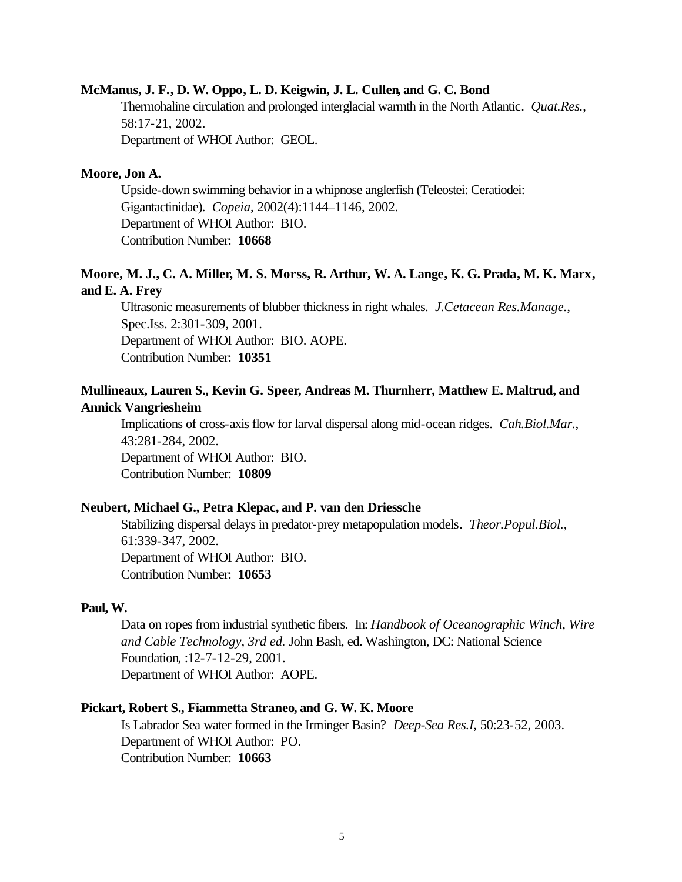**McManus, J. F., D. W. Oppo, L. D. Keigwin, J. L. Cullen, and G. C. Bond**

Thermohaline circulation and prolonged interglacial warmth in the North Atlantic. *Quat.Res.*, 58:17-21, 2002.
Department of WHOI Author: GEOL.

**Moore, Jon A.**

Upside-down swimming behavior in a whipnose anglerfish (Teleostei: Ceratiodei: Gigantactinidae). *Copeia*, 2002(4):1144–1146, 2002.
Department of WHOI Author: BIO.
Contribution Number: **10668**

**Moore, M. J., C. A. Miller, M. S. Morss, R. Arthur, W. A. Lange, K. G. Prada, M. K. Marx, and E. A. Frey**

Ultrasonic measurements of blubber thickness in right whales. *J.Cetacean Res.Manage.*, Spec.Iss. 2:301-309, 2001.
Department of WHOI Author: BIO. AOPE.
Contribution Number: **10351**

**Mullineaux, Lauren S., Kevin G. Speer, Andreas M. Thurnherr, Matthew E. Maltrud, and Annick Vangriesheim**

Implications of cross-axis flow for larval dispersal along mid-ocean ridges. *Cah.Biol.Mar.*, 43:281-284, 2002.
Department of WHOI Author: BIO.
Contribution Number: **10809**

**Neubert, Michael G., Petra Klepac, and P. van den Driessche**

Stabilizing dispersal delays in predator-prey metapopulation models. *Theor.Popul.Biol.*, 61:339-347, 2002.
Department of WHOI Author: BIO.
Contribution Number: **10653**

**Paul, W.**

Data on ropes from industrial synthetic fibers. In: *Handbook of Oceanographic Winch, Wire and Cable Technology, 3rd ed.* John Bash, ed. Washington, DC: National Science Foundation, :12-7-12-29, 2001.
Department of WHOI Author: AOPE.

**Pickart, Robert S., Fiammetta Straneo, and G. W. K. Moore**

Is Labrador Sea water formed in the Irminger Basin? *Deep-Sea Res.I*, 50:23-52, 2003.
Department of WHOI Author: PO.
Contribution Number: **10663**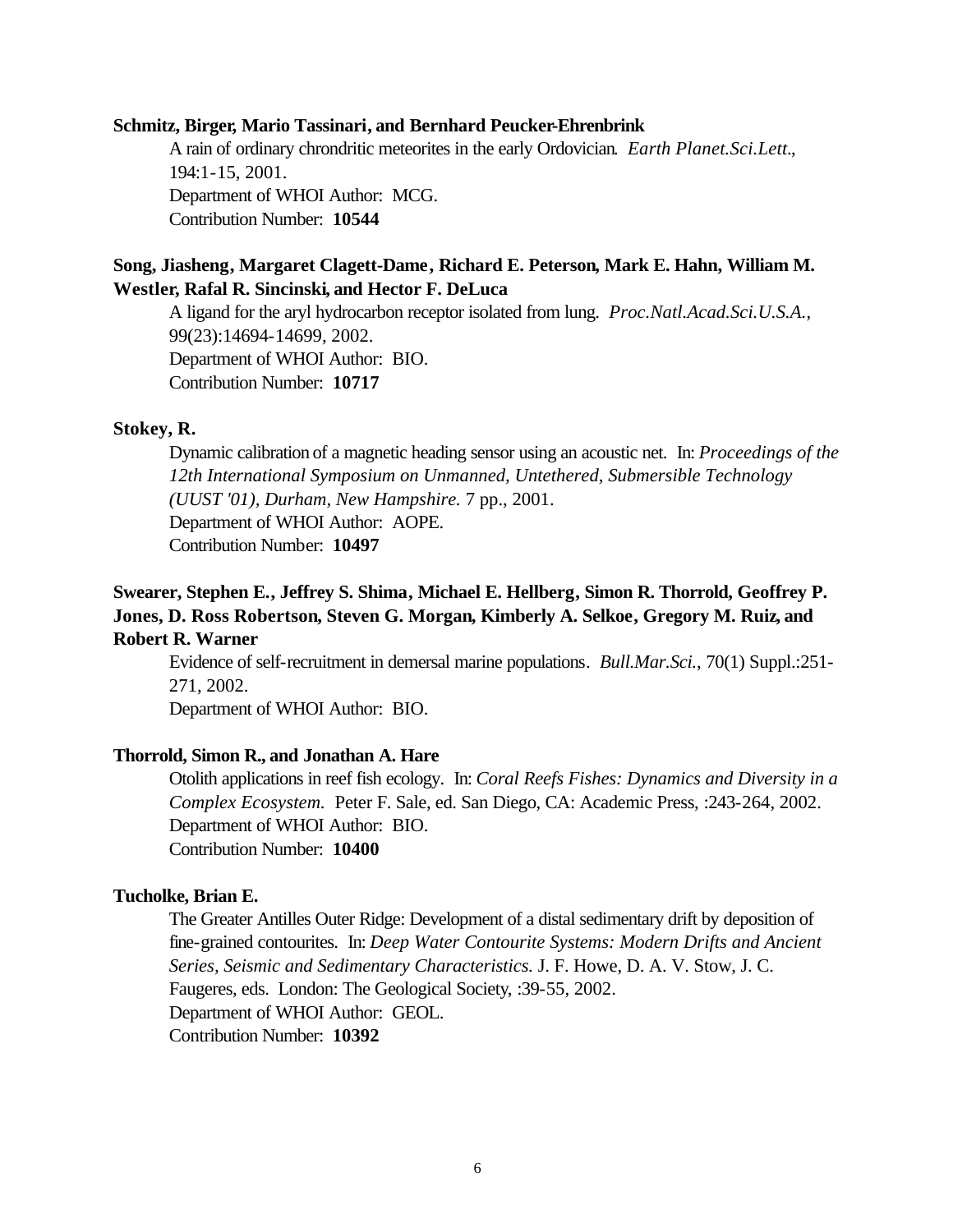**Schmitz, Birger, Mario Tassinari, and Bernhard Peucker-Ehrenbrink**

A rain of ordinary chrondritic meteorites in the early Ordovician. *Earth Planet.Sci.Lett.*, 194:1-15, 2001.
Department of WHOI Author: MCG.
Contribution Number: **10544**

**Song, Jiasheng, Margaret Clagett-Dame, Richard E. Peterson, Mark E. Hahn, William M. Westler, Rafal R. Sincinski, and Hector F. DeLuca**

A ligand for the aryl hydrocarbon receptor isolated from lung. *Proc.Natl.Acad.Sci.U.S.A.*, 99(23):14694-14699, 2002.
Department of WHOI Author: BIO.
Contribution Number: **10717**

**Stokey, R.**

Dynamic calibration of a magnetic heading sensor using an acoustic net. In: *Proceedings of the 12th International Symposium on Unmanned, Untethered, Submersible Technology (UUST '01), Durham, New Hampshire.* 7 pp., 2001.
Department of WHOI Author: AOPE.
Contribution Number: **10497**

**Swearer, Stephen E., Jeffrey S. Shima, Michael E. Hellberg, Simon R. Thorrold, Geoffrey P. Jones, D. Ross Robertson, Steven G. Morgan, Kimberly A. Selkoe, Gregory M. Ruiz, and Robert R. Warner**

Evidence of self-recruitment in demersal marine populations. *Bull.Mar.Sci.*, 70(1) Suppl.:251-271, 2002.
Department of WHOI Author: BIO.

**Thorrold, Simon R., and Jonathan A. Hare**

Otolith applications in reef fish ecology. In: *Coral Reefs Fishes: Dynamics and Diversity in a Complex Ecosystem.* Peter F. Sale, ed. San Diego, CA: Academic Press, :243-264, 2002.
Department of WHOI Author: BIO.
Contribution Number: **10400**

**Tucholke, Brian E.**

The Greater Antilles Outer Ridge: Development of a distal sedimentary drift by deposition of fine-grained contourites. In: *Deep Water Contourite Systems: Modern Drifts and Ancient Series, Seismic and Sedimentary Characteristics.* J. F. Howe, D. A. V. Stow, J. C. Faugeres, eds. London: The Geological Society, :39-55, 2002.
Department of WHOI Author: GEOL.
Contribution Number: **10392**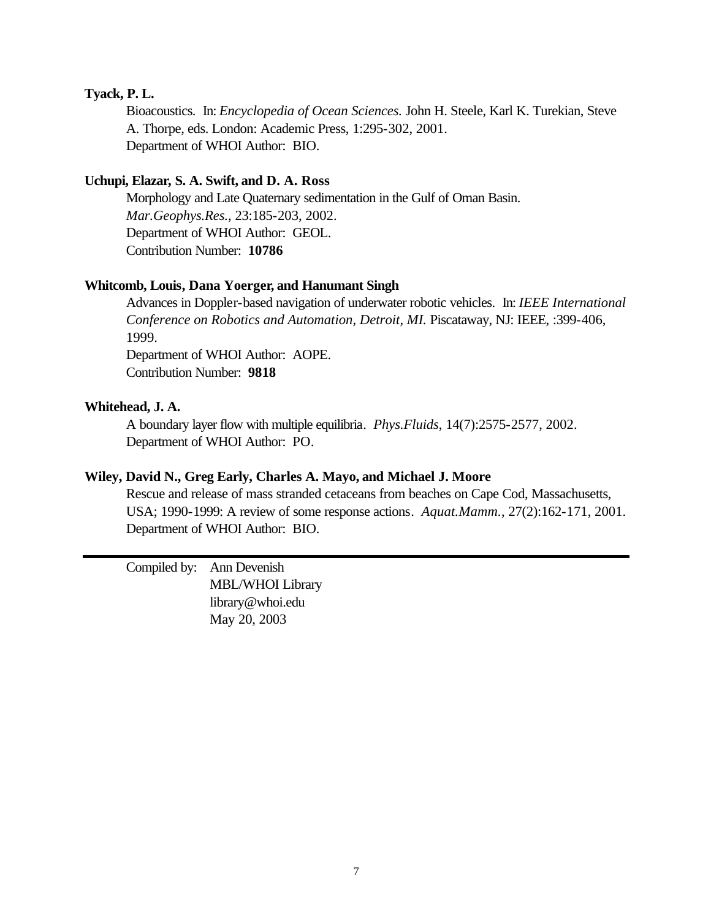**Tyack, P. L.**

Bioacoustics. In: *Encyclopedia of Ocean Sciences.* John H. Steele, Karl K. Turekian, Steve A. Thorpe, eds. London: Academic Press, 1:295-302, 2001.
Department of WHOI Author: BIO.

**Uchupi, Elazar, S. A. Swift, and D. A. Ross**

Morphology and Late Quaternary sedimentation in the Gulf of Oman Basin. *Mar.Geophys.Res.*, 23:185-203, 2002.
Department of WHOI Author: GEOL.
Contribution Number: **10786**

**Whitcomb, Louis, Dana Yoerger, and Hanumant Singh**

Advances in Doppler-based navigation of underwater robotic vehicles. In: *IEEE International Conference on Robotics and Automation, Detroit, MI.* Piscataway, NJ: IEEE, :399-406, 1999.
Department of WHOI Author: AOPE.
Contribution Number: **9818**

**Whitehead, J. A.**

A boundary layer flow with multiple equilibria. *Phys.Fluids*, 14(7):2575-2577, 2002.
Department of WHOI Author: PO.

**Wiley, David N., Greg Early, Charles A. Mayo, and Michael J. Moore**

Rescue and release of mass stranded cetaceans from beaches on Cape Cod, Massachusetts, USA; 1990-1999: A review of some response actions. *Aquat.Mamm.*, 27(2):162-171, 2001.
Department of WHOI Author: BIO.

---

Compiled by: Ann Devenish
MBL/WHOI Library
library@whoi.edu
May 20, 2003